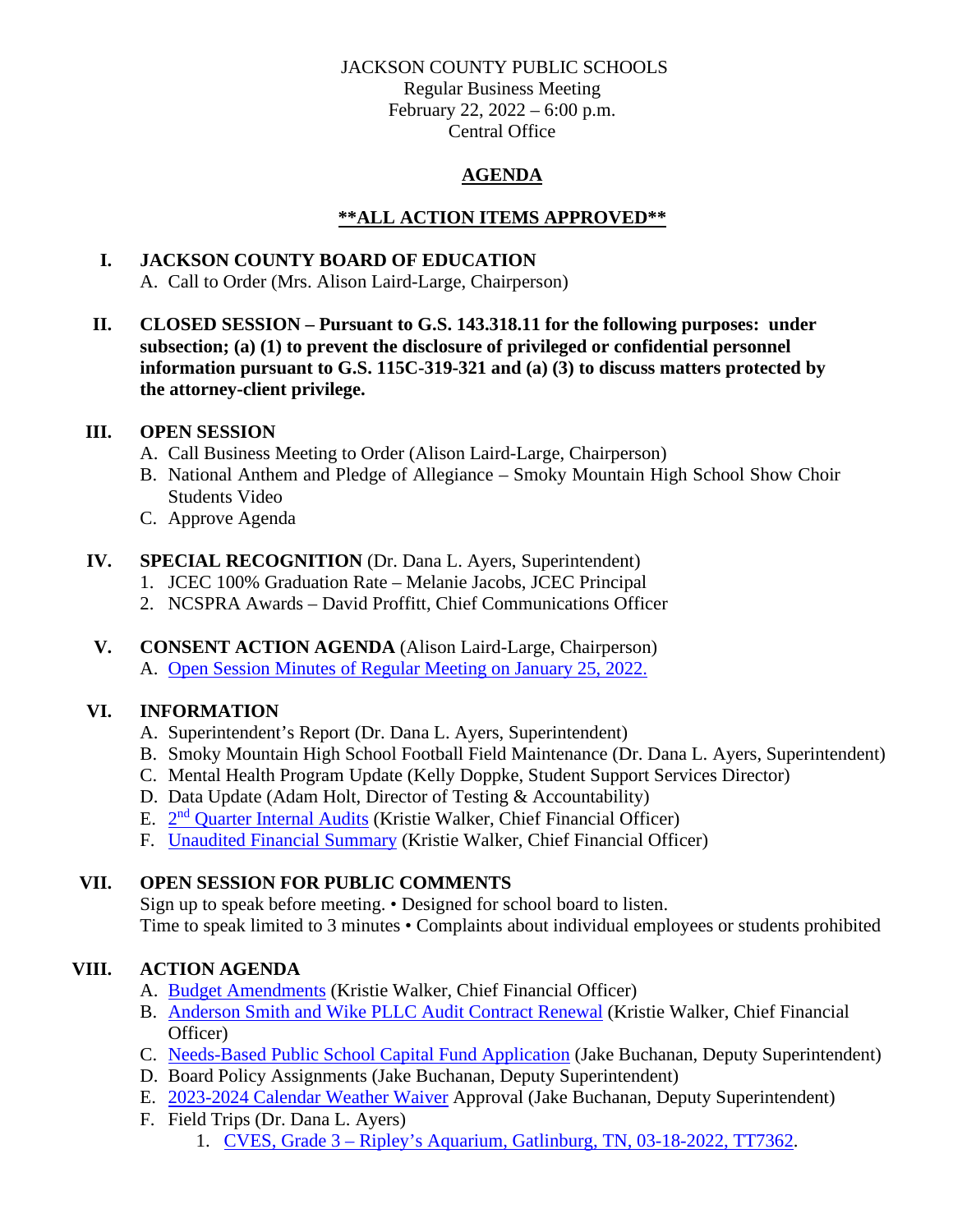JACKSON COUNTY PUBLIC SCHOOLS
Regular Business Meeting
February 22, 2022 – 6:00 p.m.
Central Office

# AGENDA

## **ALL ACTION ITEMS APPROVED**

**I. JACKSON COUNTY BOARD OF EDUCATION**

A. Call to Order (Mrs. Alison Laird-Large, Chairperson)

**II. CLOSED SESSION – Pursuant to G.S. 143.318.11 for the following purposes: under subsection; (a) (1) to prevent the disclosure of privileged or confidential personnel information pursuant to G.S. 115C-319-321 and (a) (3) to discuss matters protected by the attorney-client privilege.**

**III. OPEN SESSION**

A. Call Business Meeting to Order (Alison Laird-Large, Chairperson)
B. National Anthem and Pledge of Allegiance – Smoky Mountain High School Show Choir Students Video
C. Approve Agenda

**IV. SPECIAL RECOGNITION** (Dr. Dana L. Ayers, Superintendent)

1. JCEC 100% Graduation Rate – Melanie Jacobs, JCEC Principal
2. NCSPRA Awards – David Proffitt, Chief Communications Officer

**V. CONSENT ACTION AGENDA** (Alison Laird-Large, Chairperson)

A. Open Session Minutes of Regular Meeting on January 25, 2022.

**VI. INFORMATION**

A. Superintendent's Report (Dr. Dana L. Ayers, Superintendent)
B. Smoky Mountain High School Football Field Maintenance (Dr. Dana L. Ayers, Superintendent)
C. Mental Health Program Update (Kelly Doppke, Student Support Services Director)
D. Data Update (Adam Holt, Director of Testing & Accountability)
E. 2nd Quarter Internal Audits (Kristie Walker, Chief Financial Officer)
F. Unaudited Financial Summary (Kristie Walker, Chief Financial Officer)

**VII. OPEN SESSION FOR PUBLIC COMMENTS**

Sign up to speak before meeting. • Designed for school board to listen.
Time to speak limited to 3 minutes • Complaints about individual employees or students prohibited

**VIII. ACTION AGENDA**

A. Budget Amendments (Kristie Walker, Chief Financial Officer)
B. Anderson Smith and Wike PLLC Audit Contract Renewal (Kristie Walker, Chief Financial Officer)
C. Needs-Based Public School Capital Fund Application (Jake Buchanan, Deputy Superintendent)
D. Board Policy Assignments (Jake Buchanan, Deputy Superintendent)
E. 2023-2024 Calendar Weather Waiver Approval (Jake Buchanan, Deputy Superintendent)
F. Field Trips (Dr. Dana L. Ayers)
   1. CVES, Grade 3 – Ripley's Aquarium, Gatlinburg, TN, 03-18-2022, TT7362.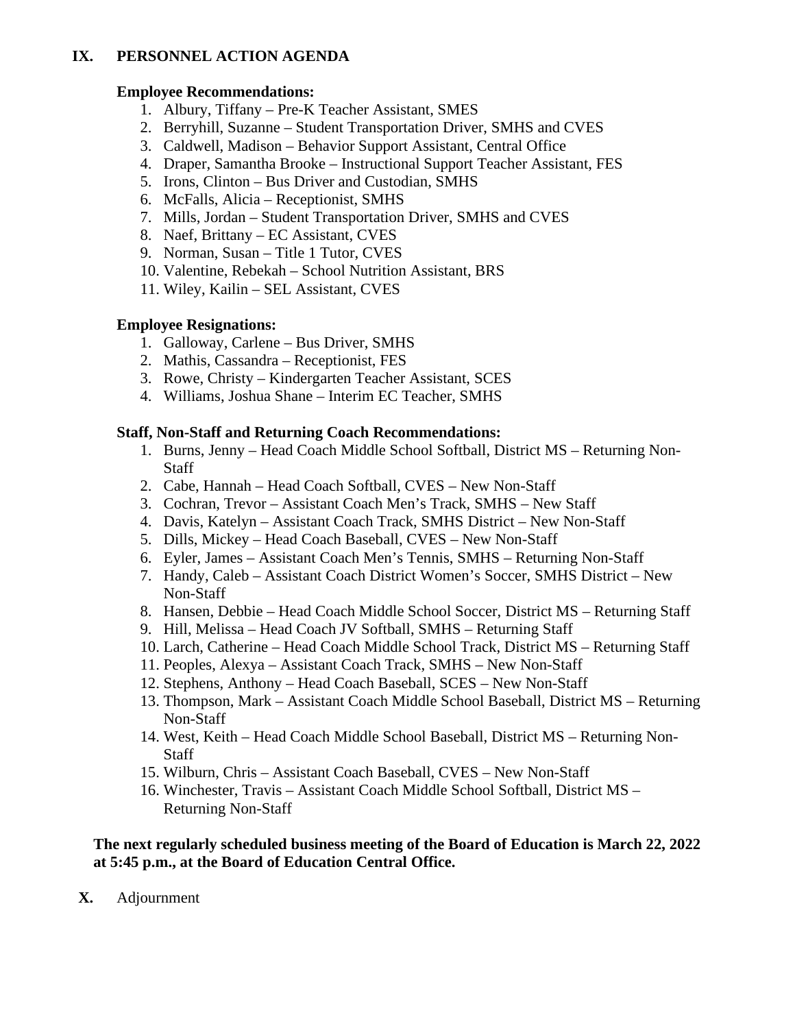## IX. PERSONNEL ACTION AGENDA

**Employee Recommendations:**

1. Albury, Tiffany – Pre-K Teacher Assistant, SMES
2. Berryhill, Suzanne – Student Transportation Driver, SMHS and CVES
3. Caldwell, Madison – Behavior Support Assistant, Central Office
4. Draper, Samantha Brooke – Instructional Support Teacher Assistant, FES
5. Irons, Clinton – Bus Driver and Custodian, SMHS
6. McFalls, Alicia – Receptionist, SMHS
7. Mills, Jordan – Student Transportation Driver, SMHS and CVES
8. Naef, Brittany – EC Assistant, CVES
9. Norman, Susan – Title 1 Tutor, CVES
10. Valentine, Rebekah – School Nutrition Assistant, BRS
11. Wiley, Kailin – SEL Assistant, CVES

**Employee Resignations:**

1. Galloway, Carlene – Bus Driver, SMHS
2. Mathis, Cassandra – Receptionist, FES
3. Rowe, Christy – Kindergarten Teacher Assistant, SCES
4. Williams, Joshua Shane – Interim EC Teacher, SMHS

**Staff, Non-Staff and Returning Coach Recommendations:**

1. Burns, Jenny – Head Coach Middle School Softball, District MS – Returning Non-Staff
2. Cabe, Hannah – Head Coach Softball, CVES – New Non-Staff
3. Cochran, Trevor – Assistant Coach Men's Track, SMHS – New Staff
4. Davis, Katelyn – Assistant Coach Track, SMHS District – New Non-Staff
5. Dills, Mickey – Head Coach Baseball, CVES – New Non-Staff
6. Eyler, James – Assistant Coach Men's Tennis, SMHS – Returning Non-Staff
7. Handy, Caleb – Assistant Coach District Women's Soccer, SMHS District – New Non-Staff
8. Hansen, Debbie – Head Coach Middle School Soccer, District MS – Returning Staff
9. Hill, Melissa – Head Coach JV Softball, SMHS – Returning Staff
10. Larch, Catherine – Head Coach Middle School Track, District MS – Returning Staff
11. Peoples, Alexya – Assistant Coach Track, SMHS – New Non-Staff
12. Stephens, Anthony – Head Coach Baseball, SCES – New Non-Staff
13. Thompson, Mark – Assistant Coach Middle School Baseball, District MS – Returning Non-Staff
14. West, Keith – Head Coach Middle School Baseball, District MS – Returning Non-Staff
15. Wilburn, Chris – Assistant Coach Baseball, CVES – New Non-Staff
16. Winchester, Travis – Assistant Coach Middle School Softball, District MS – Returning Non-Staff

**The next regularly scheduled business meeting of the Board of Education is March 22, 2022 at 5:45 p.m., at the Board of Education Central Office.**

**X.** Adjournment